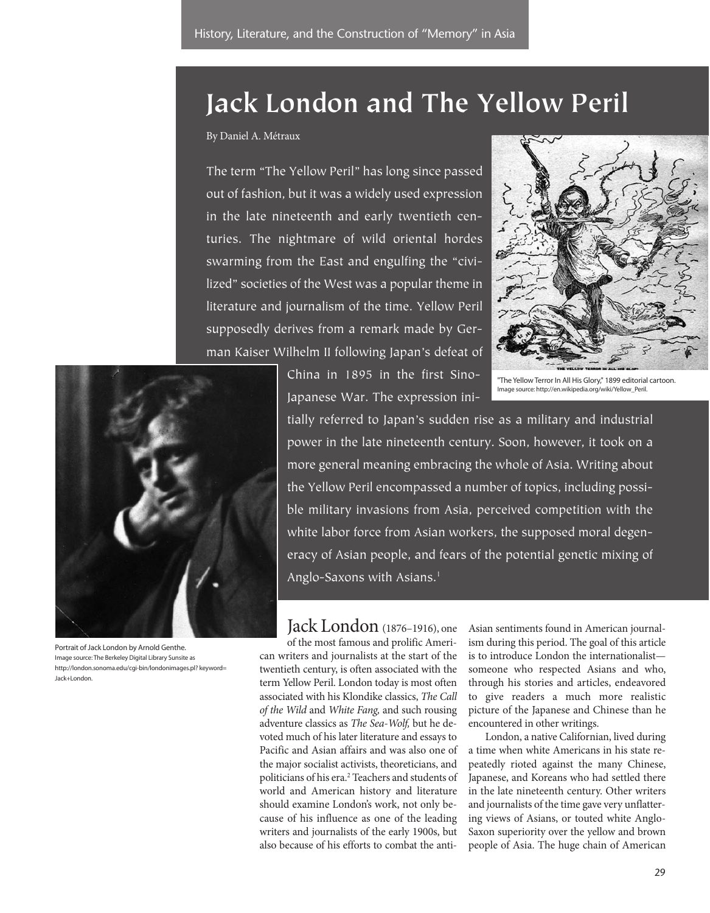# Jack London and The Yellow Peril

By Daniel A. Métraux

The term "The Yellow Peril" has long since passed out of fashion, but it was a widely used expression in the late nineteenth and early twentieth centuries. The nightmare of wild oriental hordes swarming from the East and engulfing the "civilized" societies of the West was a popular theme in literature and journalism of the time. Yellow Peril supposedly derives from a remark made by German Kaiser Wilhelm II following Japan's defeat of China in 1895 in the first Sino-Japanese War. The expression initially referred to Japan's sudden rise as a military and industrial power in the late nineteenth century. Soon, however, it took on a more general meaning embracing the whole of Asia. Writing about the Yellow Peril encompassed a number of topics, including possible military invasions from Asia, perceived competition with the white labor force from Asian workers, the supposed moral degeneracy of Asian people, and fears of the potential genetic mixing of Anglo-Saxons with Asians.[1]

"The Yellow Terror In All His Glory," 1899 editorial cartoon. Image source: http://en.wikipedia.org/wiki/Yellow_Peril.

Portrait of Jack London by Arnold Genthe. Image source: The Berkeley Digital Library Sunsite as http://london.sonoma.edu/cgi-bin/londonimages.pl? keyword= Jack+London.

Jack London (1876–1916), one of the most famous and prolific American writers and journalists at the start of the twentieth century, is often associated with the term Yellow Peril. London today is most often associated with his Klondike classics, *The Call of the Wild* and *White Fang,* and such rousing adventure classics as *The Sea-Wolf,* but he devoted much of his later literature and essays to Pacific and Asian affairs and was also one of the major socialist activists, theoreticians, and politicians of his era.[2] Teachers and students of world and American history and literature should examine London's work, not only because of his influence as one of the leading writers and journalists of the early 1900s, but also because of his efforts to combat the anti-Asian sentiments found in American journalism during this period. The goal of this article is to introduce London the internationalist—someone who respected Asians and who, through his stories and articles, endeavored to give readers a much more realistic picture of the Japanese and Chinese than he encountered in other writings.

London, a native Californian, lived during a time when white Americans in his state repeatedly rioted against the many Chinese, Japanese, and Koreans who had settled there in the late nineteenth century. Other writers and journalists of the time gave very unflattering views of Asians, or touted white Anglo-Saxon superiority over the yellow and brown people of Asia. The huge chain of American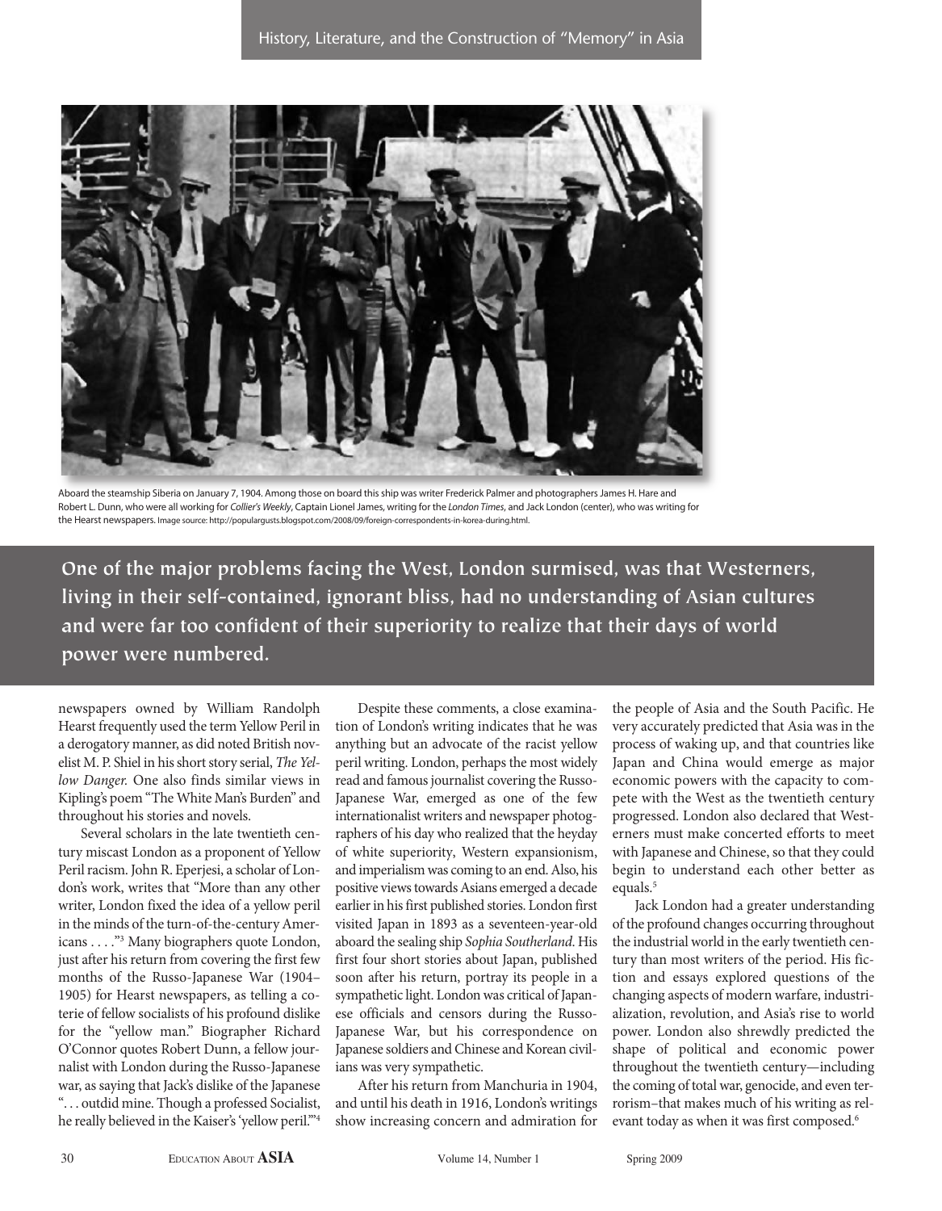Aboard the steamship Siberia on January 7, 1904. Among those on board this ship was writer Frederick Palmer and photographers James H. Hare and Robert L. Dunn, who were all working for *Collier's Weekly*, Captain Lionel James, writing for the *London Times*, and Jack London (center), who was writing for the Hearst newspapers. Image source: http://populargusts.blogspot.com/2008/09/foreign-correspondents-in-korea-during.html.

**One of the major problems facing the West, London surmised, was that Westerners, living in their self-contained, ignorant bliss, had no understanding of Asian cultures and were far too confident of their superiority to realize that their days of world power were numbered.**

newspapers owned by William Randolph Hearst frequently used the term Yellow Peril in a derogatory manner, as did noted British novelist M. P. Shiel in his short story serial, *The Yellow Danger.* One also finds similar views in Kipling's poem "The White Man's Burden" and throughout his stories and novels.

Several scholars in the late twentieth century miscast London as a proponent of Yellow Peril racism. John R. Eperjesi, a scholar of London's work, writes that "More than any other writer, London fixed the idea of a yellow peril in the minds of the turn-of-the-century Americans . . . ."[3] Many biographers quote London, just after his return from covering the first few months of the Russo-Japanese War (1904–1905) for Hearst newspapers, as telling a coterie of fellow socialists of his profound dislike for the "yellow man." Biographer Richard O'Connor quotes Robert Dunn, a fellow journalist with London during the Russo-Japanese war, as saying that Jack's dislike of the Japanese ". . . outdid mine. Though a professed Socialist, he really believed in the Kaiser's 'yellow peril.'"[4]

Despite these comments, a close examination of London's writing indicates that he was anything but an advocate of the racist yellow peril writing. London, perhaps the most widely read and famous journalist covering the Russo-Japanese War, emerged as one of the few internationalist writers and newspaper photographers of his day who realized that the heyday of white superiority, Western expansionism, and imperialism was coming to an end. Also, his positive views towards Asians emerged a decade earlier in his first published stories. London first visited Japan in 1893 as a seventeen-year-old aboard the sealing ship *Sophia Southerland*. His first four short stories about Japan, published soon after his return, portray its people in a sympathetic light. London was critical of Japanese officials and censors during the Russo-Japanese War, but his correspondence on Japanese soldiers and Chinese and Korean civilians was very sympathetic.

After his return from Manchuria in 1904, and until his death in 1916, London's writings show increasing concern and admiration for the people of Asia and the South Pacific. He very accurately predicted that Asia was in the process of waking up, and that countries like Japan and China would emerge as major economic powers with the capacity to compete with the West as the twentieth century progressed. London also declared that Westerners must make concerted efforts to meet with Japanese and Chinese, so that they could begin to understand each other better as equals.[5]

Jack London had a greater understanding of the profound changes occurring throughout the industrial world in the early twentieth century than most writers of the period. His fiction and essays explored questions of the changing aspects of modern warfare, industrialization, revolution, and Asia's rise to world power. London also shrewdly predicted the shape of political and economic power throughout the twentieth century—including the coming of total war, genocide, and even terrorism–that makes much of his writing as relevant today as when it was first composed.[6]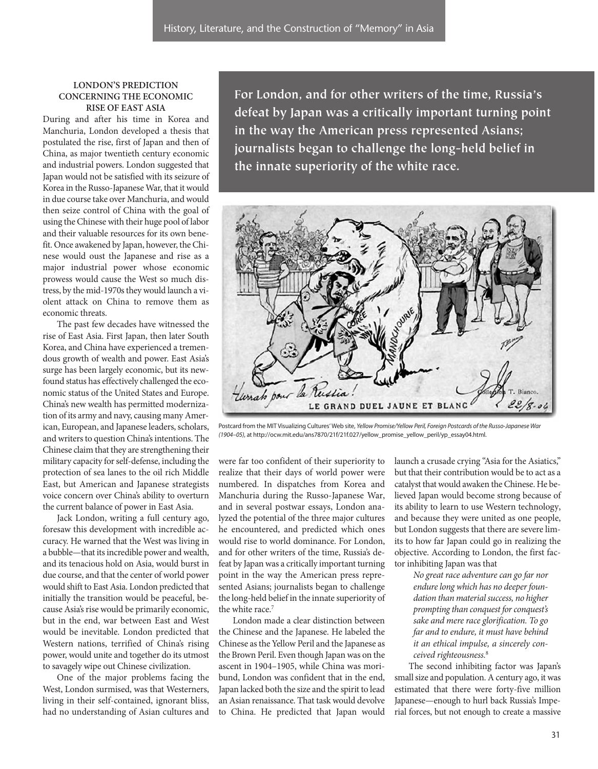### LONDON'S PREDICTION CONCERNING THE ECONOMIC RISE OF EAST ASIA

During and after his time in Korea and Manchuria, London developed a thesis that postulated the rise, first of Japan and then of China, as major twentieth century economic and industrial powers. London suggested that Japan would not be satisfied with its seizure of Korea in the Russo-Japanese War, that it would in due course take over Manchuria, and would then seize control of China with the goal of using the Chinese with their huge pool of labor and their valuable resources for its own benefit. Once awakened by Japan, however, the Chinese would oust the Japanese and rise as a major industrial power whose economic prowess would cause the West so much distress, by the mid-1970s they would launch a violent attack on China to remove them as economic threats.

The past few decades have witnessed the rise of East Asia. First Japan, then later South Korea, and China have experienced a tremendous growth of wealth and power. East Asia's surge has been largely economic, but its newfound status has effectively challenged the economic status of the United States and Europe. China's new wealth has permitted modernization of its army and navy, causing many American, European, and Japanese leaders, scholars, and writers to question China's intentions. The Chinese claim that they are strengthening their military capacity for self-defense, including the protection of sea lanes to the oil rich Middle East, but American and Japanese strategists voice concern over China's ability to overturn the current balance of power in East Asia.

Jack London, writing a full century ago, foresaw this development with incredible accuracy. He warned that the West was living in a bubble—that its incredible power and wealth, and its tenacious hold on Asia, would burst in due course, and that the center of world power would shift to East Asia. London predicted that initially the transition would be peaceful, because Asia's rise would be primarily economic, but in the end, war between East and West would be inevitable. London predicted that Western nations, terrified of China's rising power, would unite and together do its utmost to savagely wipe out Chinese civilization.

One of the major problems facing the West, London surmised, was that Westerners, living in their self-contained, ignorant bliss, had no understanding of Asian cultures and were far too confident of their superiority to realize that their days of world power were numbered. In dispatches from Korea and Manchuria during the Russo-Japanese War, and in several postwar essays, London analyzed the potential of the three major cultures he encountered, and predicted which ones would rise to world dominance. For London, and for other writers of the time, Russia's defeat by Japan was a critically important turning point in the way the American press represented Asians; journalists began to challenge the long-held belief in the innate superiority of the white race.[7]

**For London, and for other writers of the time, Russia's defeat by Japan was a critically important turning point in the way the American press represented Asians; journalists began to challenge the long-held belief in the innate superiority of the white race.**

Postcard from the MIT Visualizing Cultures' Web site, *Yellow Promise/Yellow Peril, Foreign Postcards of the Russo-Japanese War (1904–05)*, at http://ocw.mit.edu/ans7870/21f/21f.027/yellow_promise_yellow_peril/yp_essay04.html.

London made a clear distinction between the Chinese and the Japanese. He labeled the Chinese as the Yellow Peril and the Japanese as the Brown Peril. Even though Japan was on the ascent in 1904–1905, while China was moribund, London was confident that in the end, Japan lacked both the size and the spirit to lead an Asian renaissance. That task would devolve to China. He predicted that Japan would launch a crusade crying "Asia for the Asiatics," but that their contribution would be to act as a catalyst that would awaken the Chinese. He believed Japan would become strong because of its ability to learn to use Western technology, and because they were united as one people, but London suggests that there are severe limits to how far Japan could go in realizing the objective. According to London, the first factor inhibiting Japan was that

> *No great race adventure can go far nor endure long which has no deeper foundation than material success, no higher prompting than conquest for conquest's sake and mere race glorification. To go far and to endure, it must have behind it an ethical impulse, a sincerely conceived righteousness.*[8]

The second inhibiting factor was Japan's small size and population. A century ago, it was estimated that there were forty-five million Japanese—enough to hurl back Russia's Imperial forces, but not enough to create a massive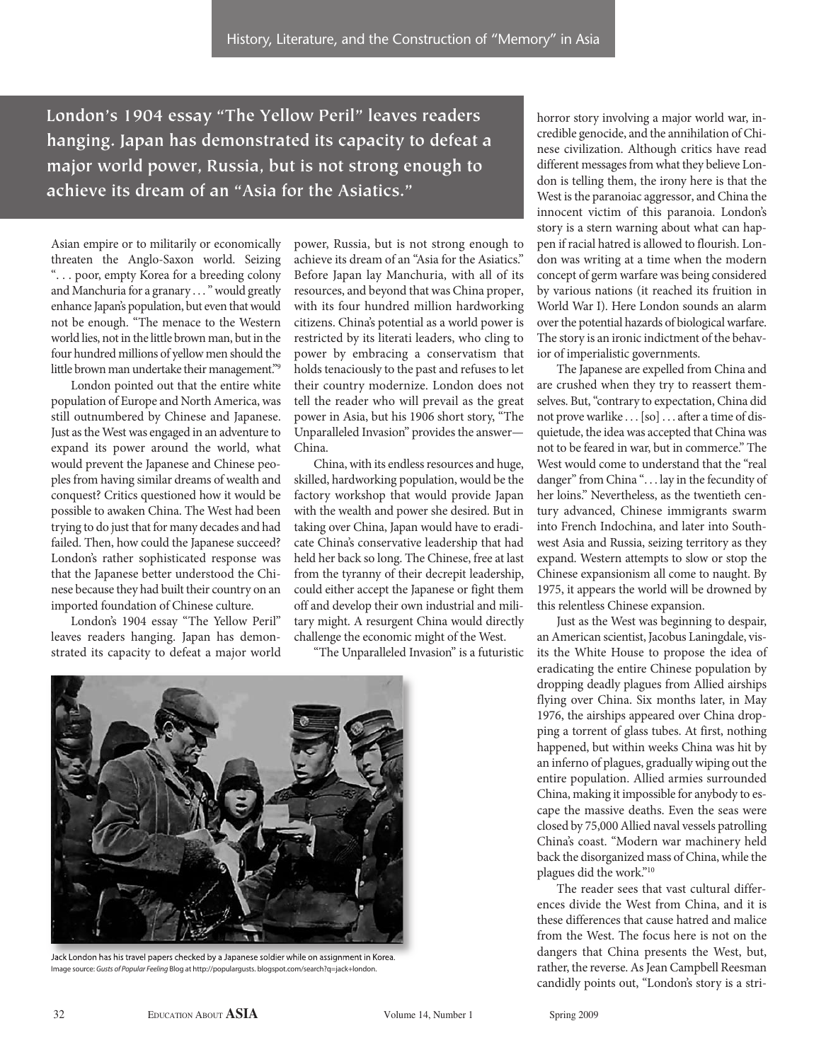> **London's 1904 essay "The Yellow Peril" leaves readers hanging. Japan has demonstrated its capacity to defeat a major world power, Russia, but is not strong enough to achieve its dream of an "Asia for the Asiatics."**

Asian empire or to militarily or economically threaten the Anglo-Saxon world. Seizing ". . . poor, empty Korea for a breeding colony and Manchuria for a granary . . ." would greatly enhance Japan's population, but even that would not be enough. "The menace to the Western world lies, not in the little brown man, but in the four hundred millions of yellow men should the little brown man undertake their management."[9]

London pointed out that the entire white population of Europe and North America, was still outnumbered by Chinese and Japanese. Just as the West was engaged in an adventure to expand its power around the world, what would prevent the Japanese and Chinese peoples from having similar dreams of wealth and conquest? Critics questioned how it would be possible to awaken China. The West had been trying to do just that for many decades and had failed. Then, how could the Japanese succeed? London's rather sophisticated response was that the Japanese better understood the Chinese because they had built their country on an imported foundation of Chinese culture.

London's 1904 essay "The Yellow Peril" leaves readers hanging. Japan has demonstrated its capacity to defeat a major world power, Russia, but is not strong enough to achieve its dream of an "Asia for the Asiatics." Before Japan lay Manchuria, with all of its resources, and beyond that was China proper, with its four hundred million hardworking citizens. China's potential as a world power is restricted by its literati leaders, who cling to power by embracing a conservatism that holds tenaciously to the past and refuses to let their country modernize. London does not tell the reader who will prevail as the great power in Asia, but his 1906 short story, "The Unparalleled Invasion" provides the answer—China.

China, with its endless resources and huge, skilled, hardworking population, would be the factory workshop that would provide Japan with the wealth and power she desired. But in taking over China, Japan would have to eradicate China's conservative leadership that had held her back so long. The Chinese, free at last from the tyranny of their decrepit leadership, could either accept the Japanese or fight them off and develop their own industrial and military might. A resurgent China would directly challenge the economic might of the West.

"The Unparalleled Invasion" is a futuristic horror story involving a major world war, incredible genocide, and the annihilation of Chinese civilization. Although critics have read different messages from what they believe London is telling them, the irony here is that the West is the paranoiac aggressor, and China the innocent victim of this paranoia. London's story is a stern warning about what can happen if racial hatred is allowed to flourish. London was writing at a time when the modern concept of germ warfare was being considered by various nations (it reached its fruition in World War I). Here London sounds an alarm over the potential hazards of biological warfare. The story is an ironic indictment of the behavior of imperialistic governments.

Jack London has his travel papers checked by a Japanese soldier while on assignment in Korea.
Image source: *Gusts of Popular Feeling* Blog at http://populargusts. blogspot.com/search?q=jack+london.

The Japanese are expelled from China and are crushed when they try to reassert themselves. But, "contrary to expectation, China did not prove warlike . . . [so] . . . after a time of disquietude, the idea was accepted that China was not to be feared in war, but in commerce." The West would come to understand that the "real danger" from China ". . . lay in the fecundity of her loins." Nevertheless, as the twentieth century advanced, Chinese immigrants swarm into French Indochina, and later into Southwest Asia and Russia, seizing territory as they expand. Western attempts to slow or stop the Chinese expansionism all come to naught. By 1975, it appears the world will be drowned by this relentless Chinese expansion.

Just as the West was beginning to despair, an American scientist, Jacobus Laningdale, visits the White House to propose the idea of eradicating the entire Chinese population by dropping deadly plagues from Allied airships flying over China. Six months later, in May 1976, the airships appeared over China dropping a torrent of glass tubes. At first, nothing happened, but within weeks China was hit by an inferno of plagues, gradually wiping out the entire population. Allied armies surrounded China, making it impossible for anybody to escape the massive deaths. Even the seas were closed by 75,000 Allied naval vessels patrolling China's coast. "Modern war machinery held back the disorganized mass of China, while the plagues did the work."[10]

The reader sees that vast cultural differences divide the West from China, and it is these differences that cause hatred and malice from the West. The focus here is not on the dangers that China presents the West, but, rather, the reverse. As Jean Campbell Reesman candidly points out, "London's story is a stri-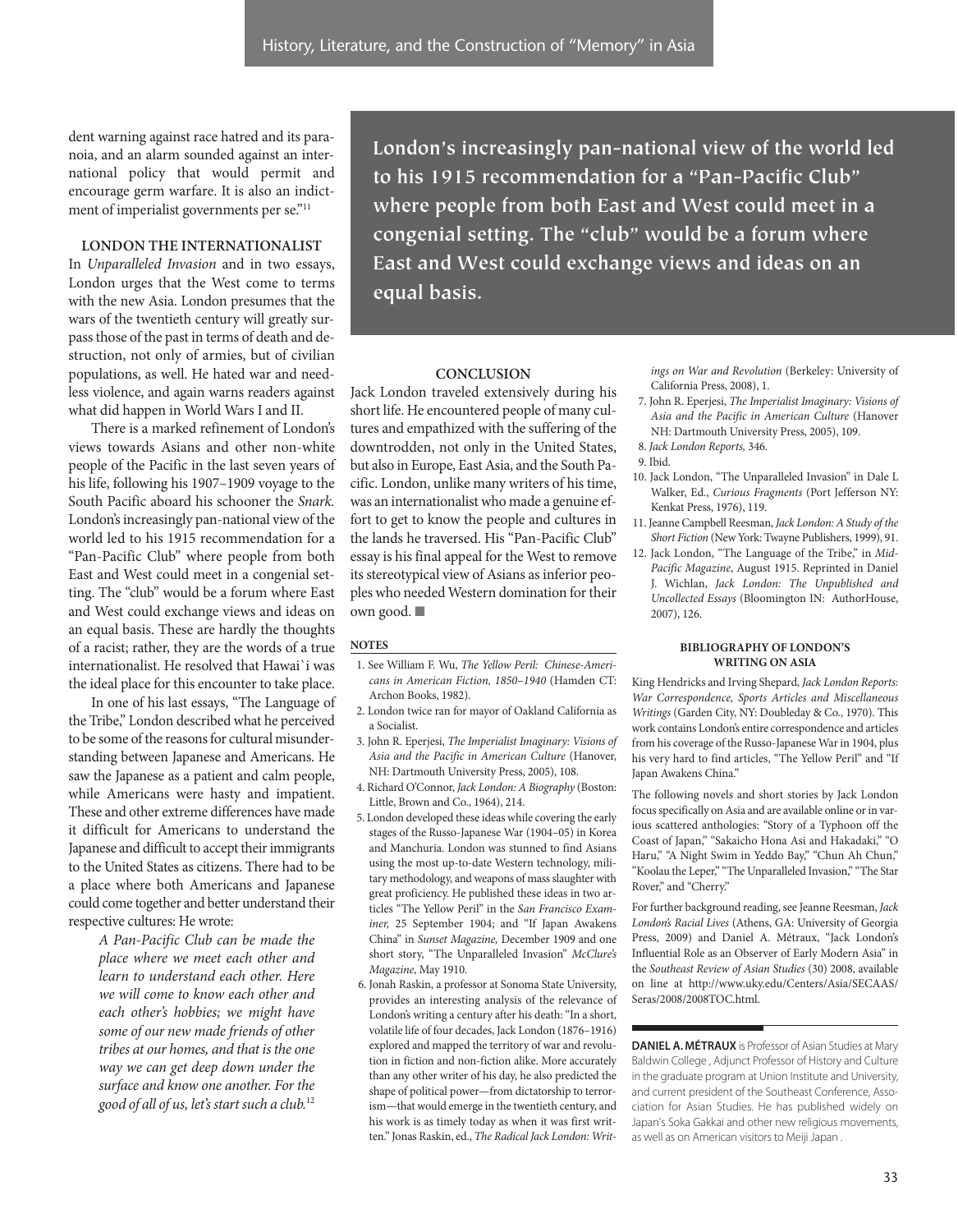dent warning against race hatred and its paranoia, and an alarm sounded against an international policy that would permit and encourage germ warfare. It is also an indictment of imperialist governments per se."[11]

**London's increasingly pan-national view of the world led to his 1915 recommendation for a "Pan-Pacific Club" where people from both East and West could meet in a congenial setting. The "club" would be a forum where East and West could exchange views and ideas on an equal basis.**

### LONDON THE INTERNATIONALIST

In *Unparalleled Invasion* and in two essays, London urges that the West come to terms with the new Asia. London presumes that the wars of the twentieth century will greatly surpass those of the past in terms of death and destruction, not only of armies, but of civilian populations, as well. He hated war and needless violence, and again warns readers against what did happen in World Wars I and II.

There is a marked refinement of London's views towards Asians and other non-white people of the Pacific in the last seven years of his life, following his 1907–1909 voyage to the South Pacific aboard his schooner the *Snark.* London's increasingly pan-national view of the world led to his 1915 recommendation for a "Pan-Pacific Club" where people from both East and West could meet in a congenial setting. The "club" would be a forum where East and West could exchange views and ideas on an equal basis. These are hardly the thoughts of a racist; rather, they are the words of a true internationalist. He resolved that Hawai`i was the ideal place for this encounter to take place.

In one of his last essays, "The Language of the Tribe," London described what he perceived to be some of the reasons for cultural misunderstanding between Japanese and Americans. He saw the Japanese as a patient and calm people, while Americans were hasty and impatient. These and other extreme differences have made it difficult for Americans to understand the Japanese and difficult to accept their immigrants to the United States as citizens. There had to be a place where both Americans and Japanese could come together and better understand their respective cultures: He wrote:

> *A Pan-Pacific Club can be made the place where we meet each other and learn to understand each other. Here we will come to know each other and each other's hobbies; we might have some of our new made friends of other tribes at our homes, and that is the one way we can get deep down under the surface and know one another. For the good of all of us, let's start such a club.*[12]

### CONCLUSION

Jack London traveled extensively during his short life. He encountered people of many cultures and empathized with the suffering of the downtrodden, not only in the United States, but also in Europe, East Asia, and the South Pacific. London, unlike many writers of his time, was an internationalist who made a genuine effort to get to know the people and cultures in the lands he traversed. His "Pan-Pacific Club" essay is his final appeal for the West to remove its stereotypical view of Asians as inferior peoples who needed Western domination for their own good. ■

### NOTES

1. See William F. Wu, *The Yellow Peril: Chinese-Americans in American Fiction, 1850–1940* (Hamden CT: Archon Books, 1982).
2. London twice ran for mayor of Oakland California as a Socialist.
3. John R. Eperjesi, *The Imperialist Imaginary: Visions of Asia and the Pacific in American Culture* (Hanover, NH: Dartmouth University Press, 2005), 108.
4. Richard O'Connor, *Jack London: A Biography* (Boston: Little, Brown and Co., 1964), 214.
5. London developed these ideas while covering the early stages of the Russo-Japanese War (1904–05) in Korea and Manchuria. London was stunned to find Asians using the most up-to-date Western technology, military methodology, and weapons of mass slaughter with great proficiency. He published these ideas in two articles "The Yellow Peril" in the *San Francisco Examiner,* 25 September 1904; and "If Japan Awakens China" in *Sunset Magazine,* December 1909 and one short story, "The Unparalleled Invasion" *McClure's Magazine*, May 1910.
6. Jonah Raskin, a professor at Sonoma State University, provides an interesting analysis of the relevance of London's writing a century after his death: "In a short, volatile life of four decades, Jack London (1876–1916) explored and mapped the territory of war and revolution in fiction and non-fiction alike. More accurately than any other writer of his day, he also predicted the shape of political power—from dictatorship to terrorism—that would emerge in the twentieth century, and his work is as timely today as when it was first written." Jonas Raskin, ed., *The Radical Jack London: Writings on War and Revolution* (Berkeley: University of California Press, 2008), 1.
7. John R. Eperjesi, *The Imperialist Imaginary: Visions of Asia and the Pacific in American Culture* (Hanover NH: Dartmouth University Press, 2005), 109.
8. *Jack London Reports,* 346.
9. Ibid.
10. Jack London, "The Unparalleled Invasion" in Dale L Walker, Ed., *Curious Fragments* (Port Jefferson NY: Kenkat Press, 1976), 119.
11. Jeanne Campbell Reesman, *Jack London: A Study of the Short Fiction* (New York: Twayne Publishers, 1999), 91.
12. Jack London, "The Language of the Tribe," in *Mid-Pacific Magazine*, August 1915. Reprinted in Daniel J. Wichlan, *Jack London: The Unpublished and Uncollected Essays* (Bloomington IN: AuthorHouse, 2007), 126.

### BIBLIOGRAPHY OF LONDON'S WRITING ON ASIA

King Hendricks and Irving Shepard, *Jack London Reports: War Correspondence, Sports Articles and Miscellaneous Writings* (Garden City, NY: Doubleday & Co., 1970). This work contains London's entire correspondence and articles from his coverage of the Russo-Japanese War in 1904, plus his very hard to find articles, "The Yellow Peril" and "If Japan Awakens China."

The following novels and short stories by Jack London focus specifically on Asia and are available online or in various scattered anthologies: "Story of a Typhoon off the Coast of Japan," "Sakaicho Hona Asi and Hakadaki," "O Haru," "A Night Swim in Yeddo Bay," "Chun Ah Chun," "Koolau the Leper," "The Unparalleled Invasion," "The Star Rover," and "Cherry."

For further background reading, see Jeanne Reesman, *Jack London's Racial Lives* (Athens, GA: University of Georgia Press, 2009) and Daniel A. Métraux, "Jack London's Influential Role as an Observer of Early Modern Asia" in the *Southeast Review of Asian Studies* (30) 2008, available on line at http://www.uky.edu/Centers/Asia/SECAAS/Seras/2008/2008TOC.html.

**DANIEL A. MÉTRAUX** is Professor of Asian Studies at Mary Baldwin College , Adjunct Professor of History and Culture in the graduate program at Union Institute and University, and current president of the Southeast Conference, Association for Asian Studies. He has published widely on Japan's Soka Gakkai and other new religious movements, as well as on American visitors to Meiji Japan .